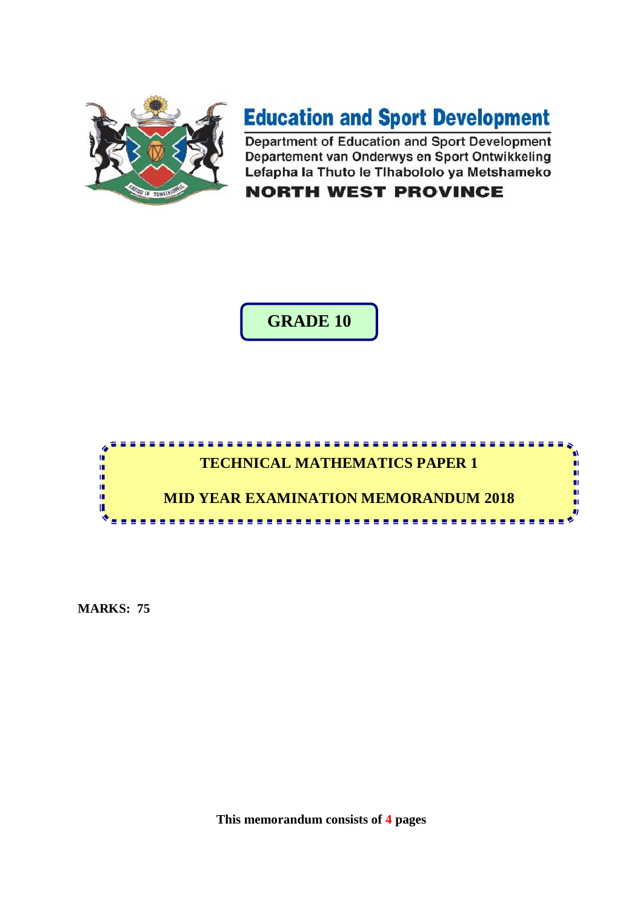**Education and Sport Development**

Department of Education and Sport Development
Departement van Onderwys en Sport Ontwikkeling
Lefapha la Thuto le Tlhabololo ya Metshameko

**NORTH WEST PROVINCE**

# GRADE 10

## TECHNICAL MATHEMATICS PAPER 1

## MID YEAR EXAMINATION MEMORANDUM 2018

**MARKS: 75**

**This memorandum consists of 4 pages**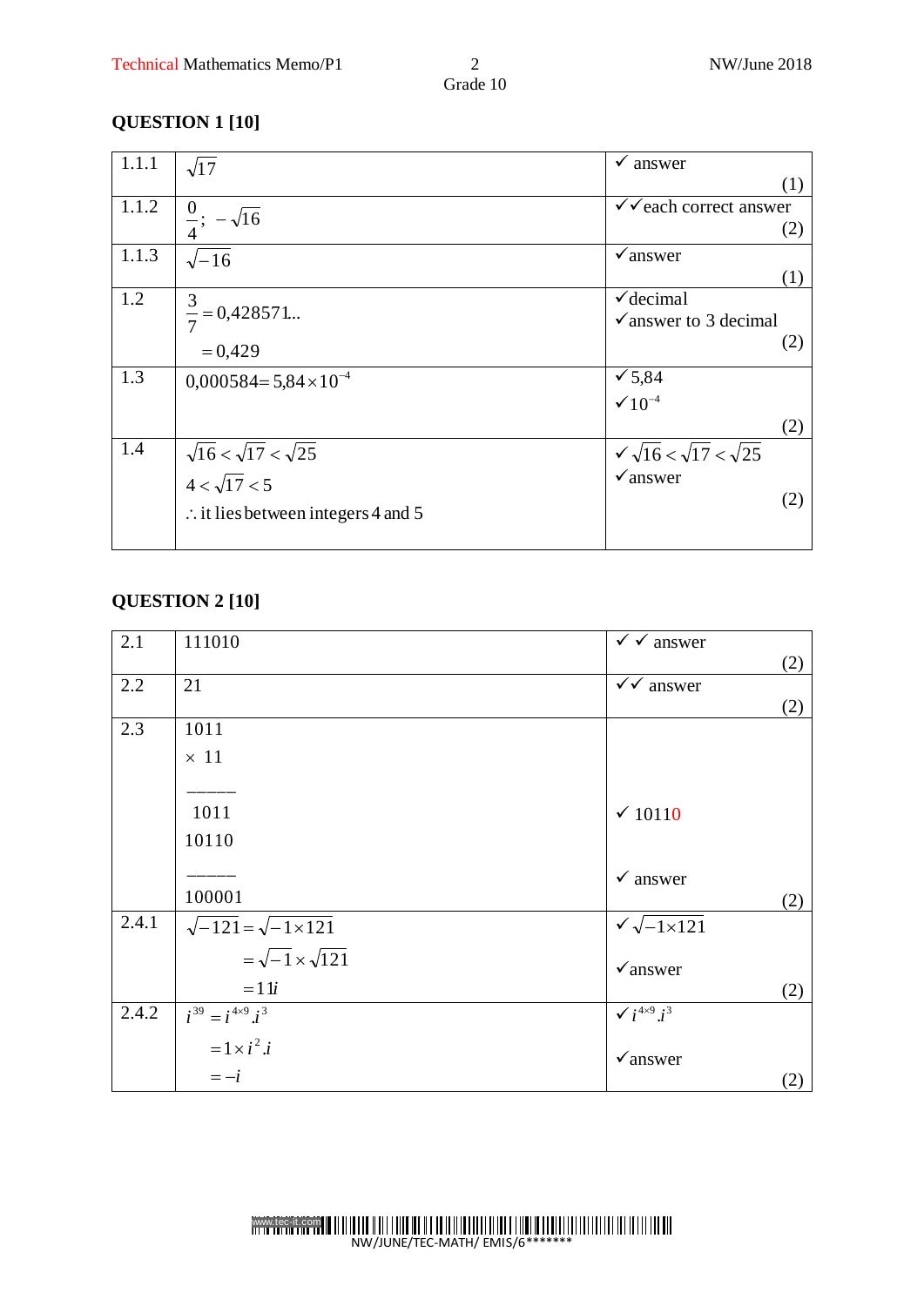## QUESTION 1 [10]

| | | |
|---|---|---|
| 1.1.1 | $\sqrt{17}$ | ✓ answer (1) |
| 1.1.2 | $\frac{0}{4}$; $-\sqrt{16}$ | ✓✓each correct answer (2) |
| 1.1.3 | $\sqrt{-16}$ | ✓answer (1) |
| 1.2 | $\frac{3}{7} = 0{,}428571...$ <br> $= 0{,}429$ | ✓decimal <br> ✓answer to 3 decimal (2) |
| 1.3 | $0{,}000584 = 5{,}84 \times 10^{-4}$ | ✓$5{,}84$ <br> ✓$10^{-4}$ (2) |
| 1.4 | $\sqrt{16} < \sqrt{17} < \sqrt{25}$ <br> $4 < \sqrt{17} < 5$ <br> $\therefore$ it lies between integers 4 and 5 | ✓ $\sqrt{16} < \sqrt{17} < \sqrt{25}$ <br> ✓answer (2) |

## QUESTION 2 [10]

| | | |
|---|---|---|
| 2.1 | 111010 | ✓ ✓ answer (2) |
| 2.2 | 21 | ✓✓ answer (2) |
| 2.3 | 1011 <br> $\times$ 11 <br> ───── <br> 1011 <br> 10110 <br> ───── <br> 100001 | ✓ 10110 <br> ✓ answer (2) |
| 2.4.1 | $\sqrt{-121} = \sqrt{-1 \times 121}$ <br> $= \sqrt{-1} \times \sqrt{121}$ <br> $= 11i$ | ✓ $\sqrt{-1 \times 121}$ <br> ✓answer (2) |
| 2.4.2 | $i^{39} = i^{4\times 9}.i^{3}$ <br> $= 1 \times i^{2}.i$ <br> $= -i$ | ✓ $i^{4\times 9}.i^{3}$ <br> ✓answer (2) |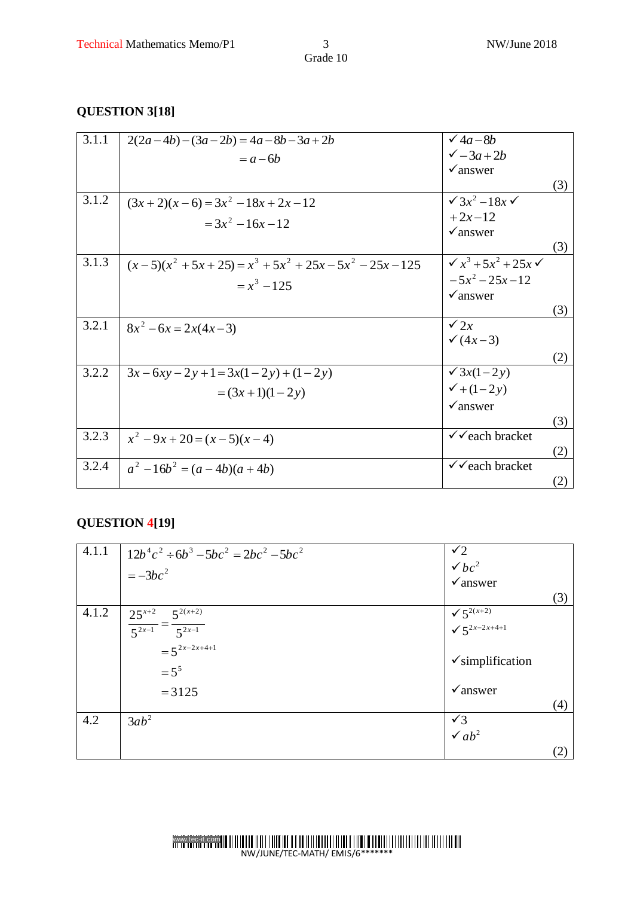## QUESTION 3[18]

| | | |
|---|---|---|
| 3.1.1 | $2(2a-4b)-(3a-2b)=4a-8b-3a+2b$ <br> $=a-6b$ | ✓ $4a-8b$ <br> ✓ $-3a+2b$ <br> ✓answer <br> (3) |
| 3.1.2 | $(3x+2)(x-6)=3x^2-18x+2x-12$ <br> $=3x^2-16x-12$ | ✓ $3x^2-18x$ ✓ <br> $+2x-12$ <br> ✓answer <br> (3) |
| 3.1.3 | $(x-5)(x^2+5x+25)=x^3+5x^2+25x-5x^2-25x-125$ <br> $=x^3-125$ | ✓ $x^3+5x^2+25x$ ✓ <br> $-5x^2-25x-12$ <br> ✓answer <br> (3) |
| 3.2.1 | $8x^2-6x=2x(4x-3)$ | ✓ $2x$ <br> ✓ $(4x-3)$ <br> (2) |
| 3.2.2 | $3x-6xy-2y+1=3x(1-2y)+(1-2y)$ <br> $=(3x+1)(1-2y)$ | ✓ $3x(1-2y)$ <br> ✓ $+(1-2y)$ <br> ✓answer <br> (3) |
| 3.2.3 | $x^2-9x+20=(x-5)(x-4)$ | ✓✓each bracket <br> (2) |
| 3.2.4 | $a^2-16b^2=(a-4b)(a+4b)$ | ✓✓each bracket <br> (2) |

## QUESTION 4[19]

| | | |
|---|---|---|
| 4.1.1 | $12b^4c^2 \div 6b^3-5bc^2=2bc^2-5bc^2$ <br> $=-3bc^2$ | ✓2 <br> ✓ $bc^2$ <br> ✓answer <br> (3) |
| 4.1.2 | $\frac{25^{x+2}}{5^{2x-1}}=\frac{5^{2(x+2)}}{5^{2x-1}}$ <br> $=5^{2x-2x+4+1}$ <br> $=5^5$ <br> $=3125$ | ✓ $5^{2(x+2)}$ <br> ✓ $5^{2x-2x+4+1}$ <br> ✓simplification <br> ✓answer <br> (4) |
| 4.2 | $3ab^2$ | ✓3 <br> ✓ $ab^2$ <br> (2) |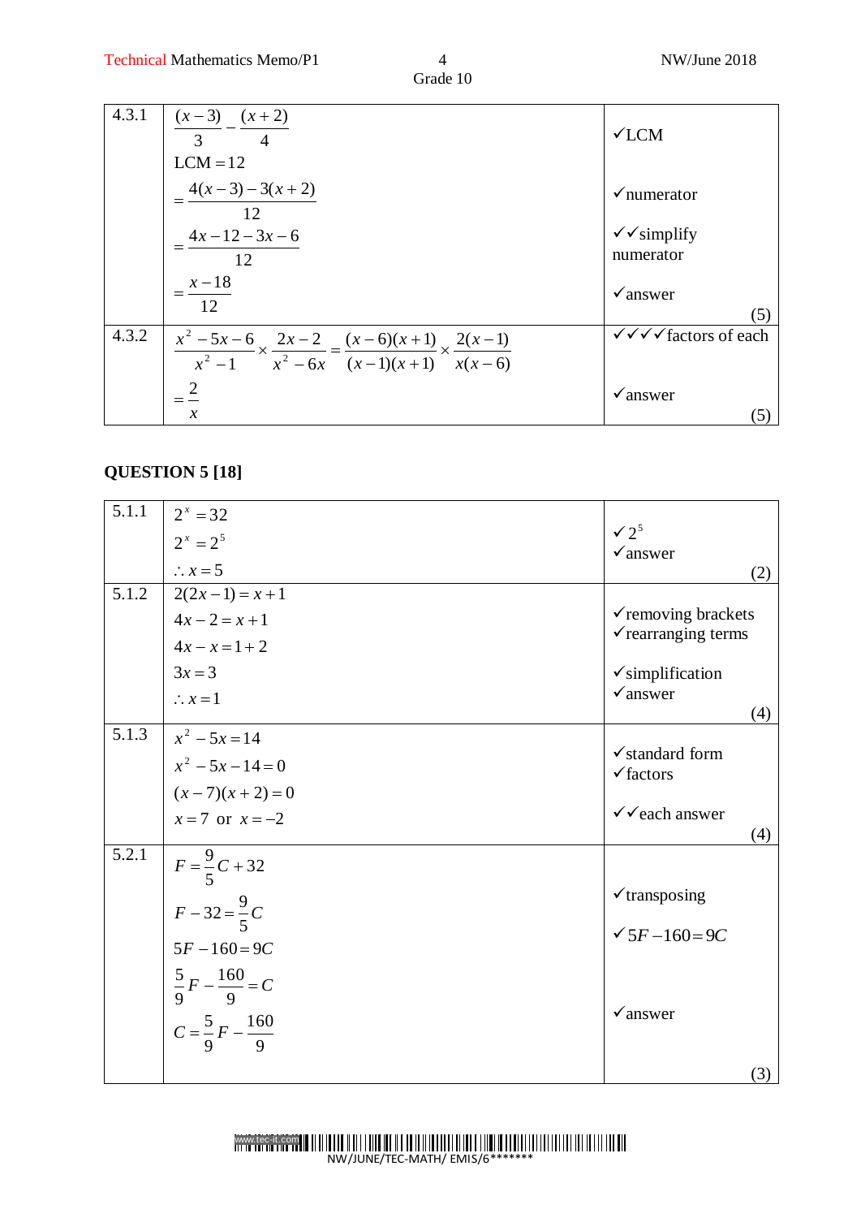| | | |
|---|---|---|
| 4.3.1 | $\frac{(x-3)}{3}-\frac{(x+2)}{4}$<br>LCM $=12$<br>$=\frac{4(x-3)-3(x+2)}{12}$<br>$=\frac{4x-12-3x-6}{12}$<br>$=\frac{x-18}{12}$ | ✓LCM<br><br>✓numerator<br><br>✓✓simplify numerator<br><br>✓answer<br>(5) |
| 4.3.2 | $\frac{x^2-5x-6}{x^2-1}\times\frac{2x-2}{x^2-6x}=\frac{(x-6)(x+1)}{(x-1)(x+1)}\times\frac{2(x-1)}{x(x-6)}$<br>$=\frac{2}{x}$ | ✓✓✓✓factors of each<br><br>✓answer<br>(5) |

## QUESTION 5 [18]

| | | |
|---|---|---|
| 5.1.1 | $2^x=32$<br>$2^x=2^5$<br>$\therefore x=5$ | ✓ $2^5$<br>✓answer<br>(2) |
| 5.1.2 | $2(2x-1)=x+1$<br>$4x-2=x+1$<br>$4x-x=1+2$<br>$3x=3$<br>$\therefore x=1$ | ✓removing brackets<br>✓rearranging terms<br><br>✓simplification<br>✓answer<br>(4) |
| 5.1.3 | $x^2-5x=14$<br>$x^2-5x-14=0$<br>$(x-7)(x+2)=0$<br>$x=7$ or $x=-2$ | ✓standard form<br>✓factors<br><br>✓✓each answer<br>(4) |
| 5.2.1 | $F=\frac{9}{5}C+32$<br>$F-32=\frac{9}{5}C$<br>$5F-160=9C$<br>$\frac{5}{9}F-\frac{160}{9}=C$<br>$C=\frac{5}{9}F-\frac{160}{9}$ | ✓transposing<br><br>✓ $5F-160=9C$<br><br>✓answer<br>(3) |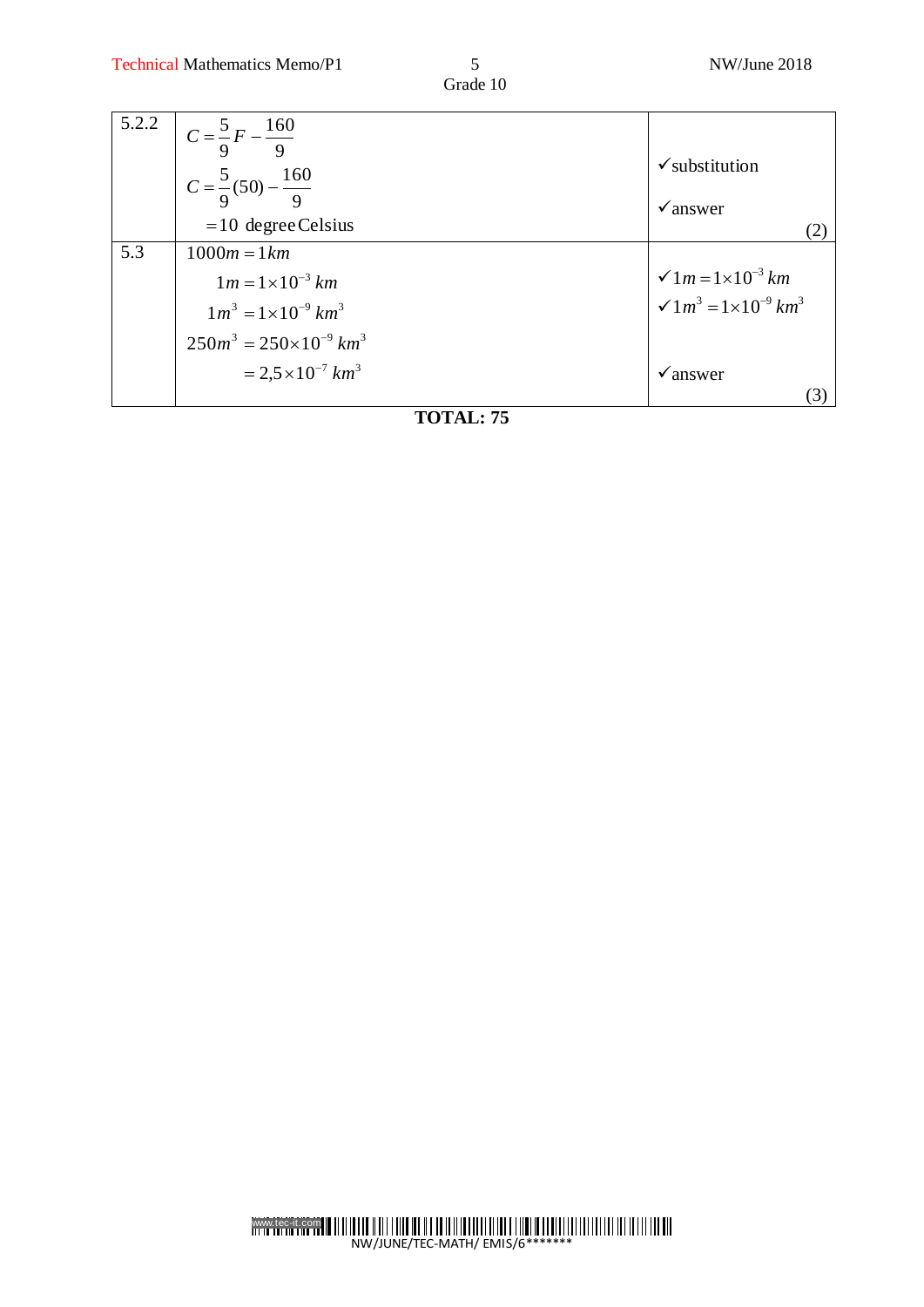| | | |
|---|---|---|
| 5.2.2 | $C = \frac{5}{9}F - \frac{160}{9}$<br>$C = \frac{5}{9}(50) - \frac{160}{9}$<br>$= 10$ degree Celsius | ✓substitution<br>✓answer<br>(2) |
| 5.3 | $1000m = 1km$<br>$1m = 1 \times 10^{-3}\ km$<br>$1m^3 = 1 \times 10^{-9}\ km^3$<br>$250m^3 = 250 \times 10^{-9}\ km^3$<br>$= 2{,}5 \times 10^{-7}\ km^3$ | ✓$1m = 1 \times 10^{-3}\ km$<br>✓$1m^3 = 1 \times 10^{-9}\ km^3$<br>✓answer<br>(3) |

**TOTAL: 75**